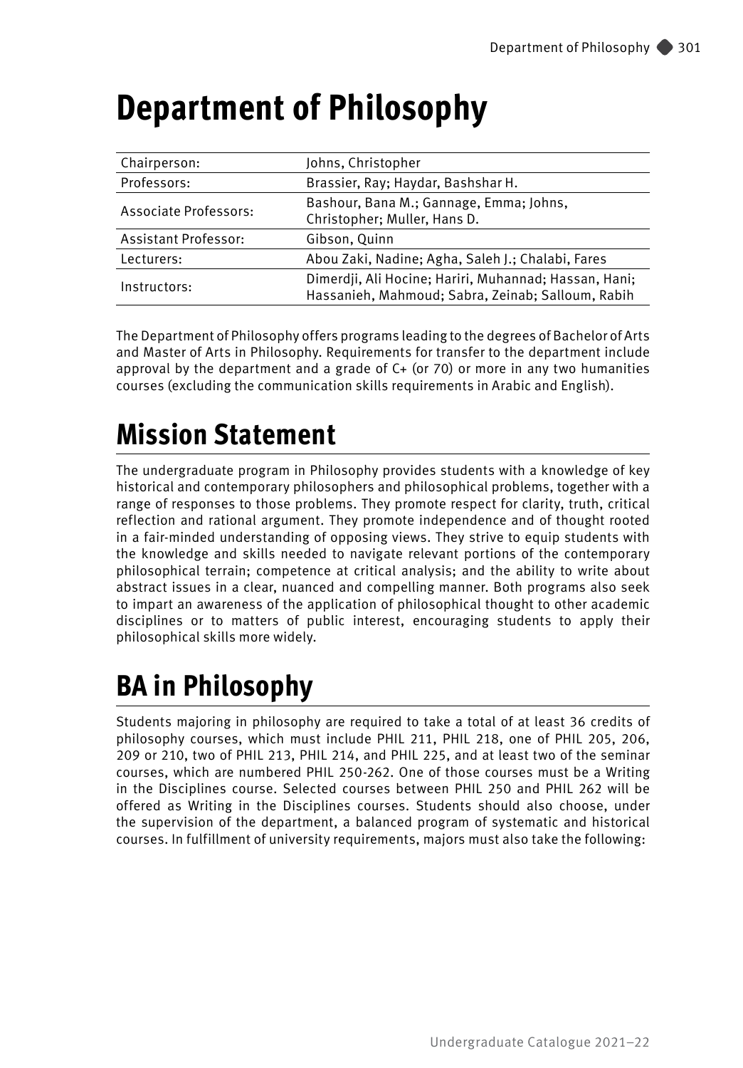# Department of Philosophy

| | |
|---|---|
| Chairperson: | Johns, Christopher |
| Professors: | Brassier, Ray; Haydar, Bashshar H. |
| Associate Professors: | Bashour, Bana M.; Gannage, Emma; Johns, Christopher; Muller, Hans D. |
| Assistant Professor: | Gibson, Quinn |
| Lecturers: | Abou Zaki, Nadine; Agha, Saleh J.; Chalabi, Fares |
| Instructors: | Dimerdji, Ali Hocine; Hariri, Muhannad; Hassan, Hani; Hassanieh, Mahmoud; Sabra, Zeinab; Salloum, Rabih |

The Department of Philosophy offers programs leading to the degrees of Bachelor of Arts and Master of Arts in Philosophy. Requirements for transfer to the department include approval by the department and a grade of C+ (or 70) or more in any two humanities courses (excluding the communication skills requirements in Arabic and English).

## Mission Statement

The undergraduate program in Philosophy provides students with a knowledge of key historical and contemporary philosophers and philosophical problems, together with a range of responses to those problems. They promote respect for clarity, truth, critical reflection and rational argument. They promote independence and of thought rooted in a fair-minded understanding of opposing views. They strive to equip students with the knowledge and skills needed to navigate relevant portions of the contemporary philosophical terrain; competence at critical analysis; and the ability to write about abstract issues in a clear, nuanced and compelling manner. Both programs also seek to impart an awareness of the application of philosophical thought to other academic disciplines or to matters of public interest, encouraging students to apply their philosophical skills more widely.

## BA in Philosophy

Students majoring in philosophy are required to take a total of at least 36 credits of philosophy courses, which must include PHIL 211, PHIL 218, one of PHIL 205, 206, 209 or 210, two of PHIL 213, PHIL 214, and PHIL 225, and at least two of the seminar courses, which are numbered PHIL 250-262. One of those courses must be a Writing in the Disciplines course. Selected courses between PHIL 250 and PHIL 262 will be offered as Writing in the Disciplines courses. Students should also choose, under the supervision of the department, a balanced program of systematic and historical courses. In fulfillment of university requirements, majors must also take the following: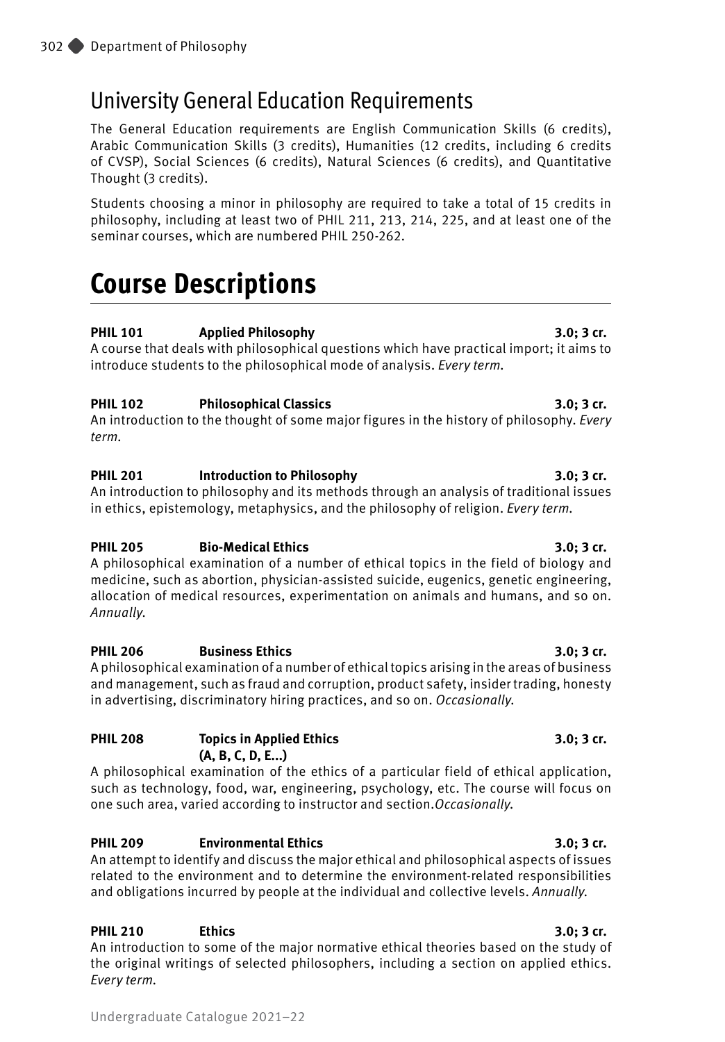## University General Education Requirements

The General Education requirements are English Communication Skills (6 credits), Arabic Communication Skills (3 credits), Humanities (12 credits, including 6 credits of CVSP), Social Sciences (6 credits), Natural Sciences (6 credits), and Quantitative Thought (3 credits).

Students choosing a minor in philosophy are required to take a total of 15 credits in philosophy, including at least two of PHIL 211, 213, 214, 225, and at least one of the seminar courses, which are numbered PHIL 250-262.

# Course Descriptions

**PHIL 101 Applied Philosophy 3.0; 3 cr.**
A course that deals with philosophical questions which have practical import; it aims to introduce students to the philosophical mode of analysis. *Every term.*

**PHIL 102 Philosophical Classics 3.0; 3 cr.**
An introduction to the thought of some major figures in the history of philosophy. *Every term.*

**PHIL 201 Introduction to Philosophy 3.0; 3 cr.**
An introduction to philosophy and its methods through an analysis of traditional issues in ethics, epistemology, metaphysics, and the philosophy of religion. *Every term.*

**PHIL 205 Bio-Medical Ethics 3.0; 3 cr.**
A philosophical examination of a number of ethical topics in the field of biology and medicine, such as abortion, physician-assisted suicide, eugenics, genetic engineering, allocation of medical resources, experimentation on animals and humans, and so on. *Annually.*

**PHIL 206 Business Ethics 3.0; 3 cr.**
A philosophical examination of a number of ethical topics arising in the areas of business and management, such as fraud and corruption, product safety, insider trading, honesty in advertising, discriminatory hiring practices, and so on. *Occasionally.*

**PHIL 208 Topics in Applied Ethics (A, B, C, D, E...) 3.0; 3 cr.**
A philosophical examination of the ethics of a particular field of ethical application, such as technology, food, war, engineering, psychology, etc. The course will focus on one such area, varied according to instructor and section. *Occasionally.*

**PHIL 209 Environmental Ethics 3.0; 3 cr.**
An attempt to identify and discuss the major ethical and philosophical aspects of issues related to the environment and to determine the environment-related responsibilities and obligations incurred by people at the individual and collective levels. *Annually.*

**PHIL 210 Ethics 3.0; 3 cr.**
An introduction to some of the major normative ethical theories based on the study of the original writings of selected philosophers, including a section on applied ethics. *Every term.*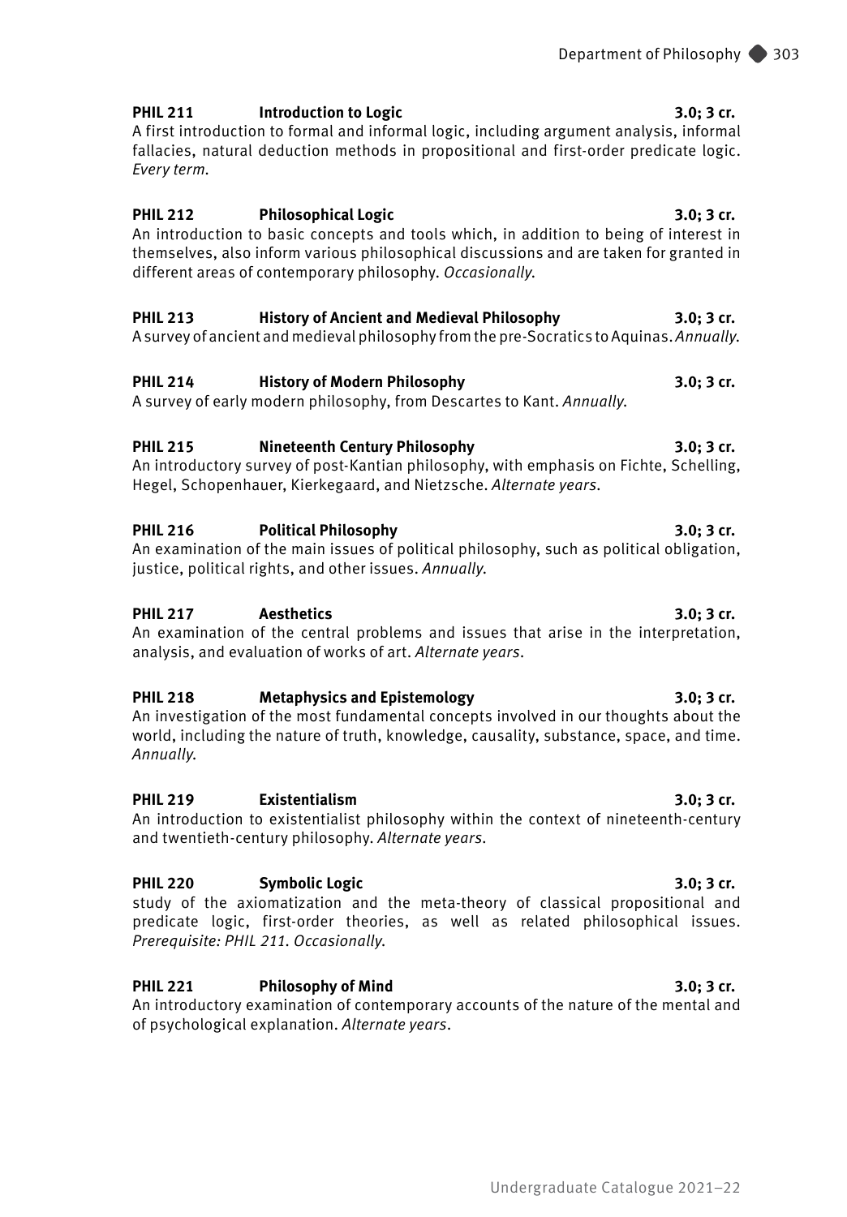**PHIL 211 Introduction to Logic 3.0; 3 cr.**
A first introduction to formal and informal logic, including argument analysis, informal fallacies, natural deduction methods in propositional and first-order predicate logic. *Every term.*

**PHIL 212 Philosophical Logic 3.0; 3 cr.**
An introduction to basic concepts and tools which, in addition to being of interest in themselves, also inform various philosophical discussions and are taken for granted in different areas of contemporary philosophy. *Occasionally.*

**PHIL 213 History of Ancient and Medieval Philosophy 3.0; 3 cr.**
A survey of ancient and medieval philosophy from the pre-Socratics to Aquinas. *Annually.*

**PHIL 214 History of Modern Philosophy 3.0; 3 cr.**
A survey of early modern philosophy, from Descartes to Kant. *Annually.*

**PHIL 215 Nineteenth Century Philosophy 3.0; 3 cr.**
An introductory survey of post-Kantian philosophy, with emphasis on Fichte, Schelling, Hegel, Schopenhauer, Kierkegaard, and Nietzsche. *Alternate years.*

**PHIL 216 Political Philosophy 3.0; 3 cr.**
An examination of the main issues of political philosophy, such as political obligation, justice, political rights, and other issues. *Annually.*

**PHIL 217 Aesthetics 3.0; 3 cr.**
An examination of the central problems and issues that arise in the interpretation, analysis, and evaluation of works of art. *Alternate years.*

**PHIL 218 Metaphysics and Epistemology 3.0; 3 cr.**
An investigation of the most fundamental concepts involved in our thoughts about the world, including the nature of truth, knowledge, causality, substance, space, and time. *Annually.*

**PHIL 219 Existentialism 3.0; 3 cr.**
An introduction to existentialist philosophy within the context of nineteenth-century and twentieth-century philosophy. *Alternate years.*

**PHIL 220 Symbolic Logic 3.0; 3 cr.**
study of the axiomatization and the meta-theory of classical propositional and predicate logic, first-order theories, as well as related philosophical issues. *Prerequisite: PHIL 211. Occasionally.*

**PHIL 221 Philosophy of Mind 3.0; 3 cr.**
An introductory examination of contemporary accounts of the nature of the mental and of psychological explanation. *Alternate years.*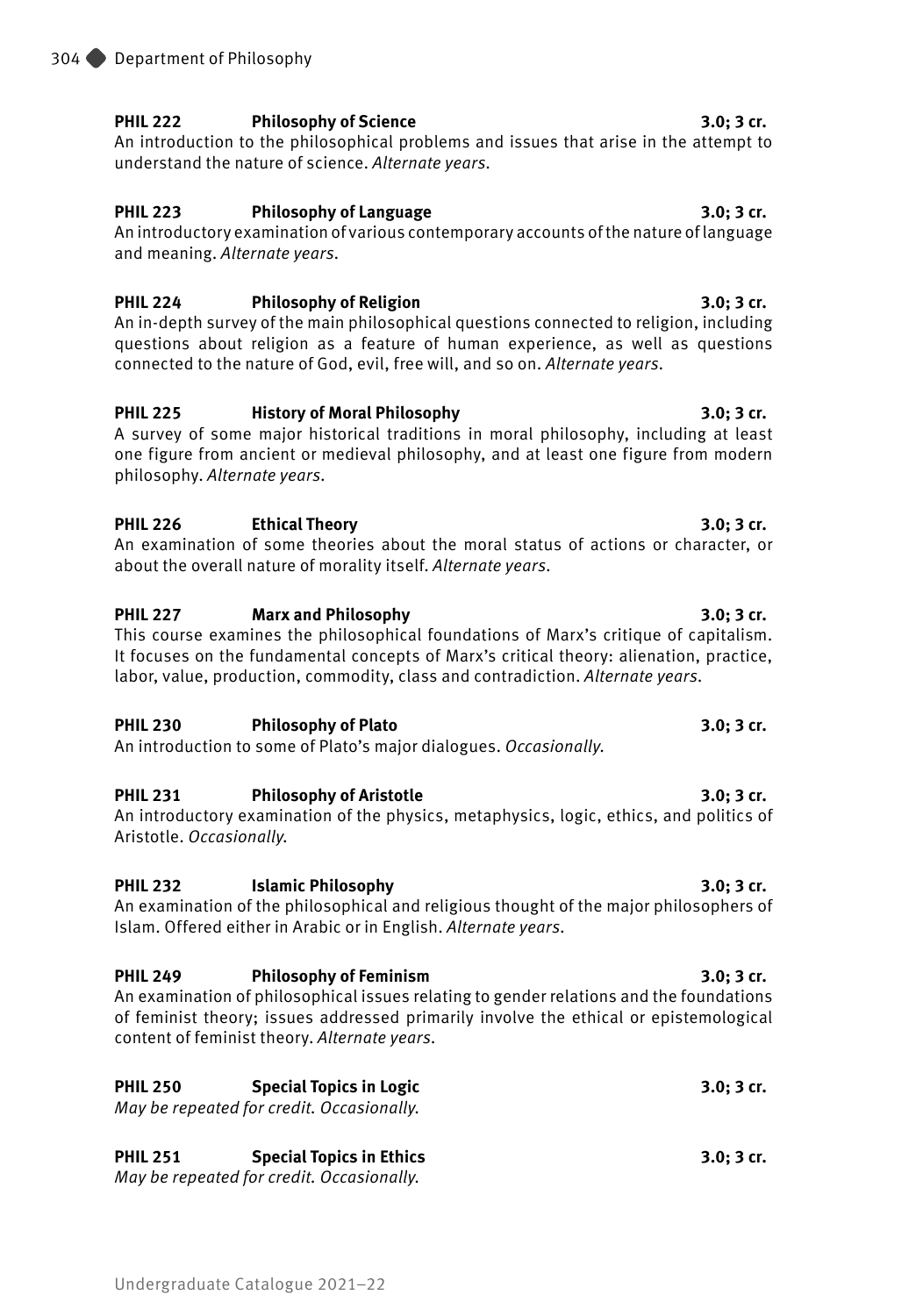**PHIL 222 Philosophy of Science 3.0; 3 cr.**
An introduction to the philosophical problems and issues that arise in the attempt to understand the nature of science. *Alternate years.*

**PHIL 223 Philosophy of Language 3.0; 3 cr.**
An introductory examination of various contemporary accounts of the nature of language and meaning. *Alternate years.*

**PHIL 224 Philosophy of Religion 3.0; 3 cr.**
An in-depth survey of the main philosophical questions connected to religion, including questions about religion as a feature of human experience, as well as questions connected to the nature of God, evil, free will, and so on. *Alternate years.*

**PHIL 225 History of Moral Philosophy 3.0; 3 cr.**
A survey of some major historical traditions in moral philosophy, including at least one figure from ancient or medieval philosophy, and at least one figure from modern philosophy. *Alternate years.*

**PHIL 226 Ethical Theory 3.0; 3 cr.**
An examination of some theories about the moral status of actions or character, or about the overall nature of morality itself. *Alternate years.*

**PHIL 227 Marx and Philosophy 3.0; 3 cr.**
This course examines the philosophical foundations of Marx's critique of capitalism. It focuses on the fundamental concepts of Marx's critical theory: alienation, practice, labor, value, production, commodity, class and contradiction. *Alternate years.*

**PHIL 230 Philosophy of Plato 3.0; 3 cr.**
An introduction to some of Plato's major dialogues. *Occasionally.*

**PHIL 231 Philosophy of Aristotle 3.0; 3 cr.**
An introductory examination of the physics, metaphysics, logic, ethics, and politics of Aristotle. *Occasionally.*

**PHIL 232 Islamic Philosophy 3.0; 3 cr.**
An examination of the philosophical and religious thought of the major philosophers of Islam. Offered either in Arabic or in English. *Alternate years.*

**PHIL 249 Philosophy of Feminism 3.0; 3 cr.**
An examination of philosophical issues relating to gender relations and the foundations of feminist theory; issues addressed primarily involve the ethical or epistemological content of feminist theory. *Alternate years.*

**PHIL 250 Special Topics in Logic 3.0; 3 cr.**
*May be repeated for credit. Occasionally.*

**PHIL 251 Special Topics in Ethics 3.0; 3 cr.**
*May be repeated for credit. Occasionally.*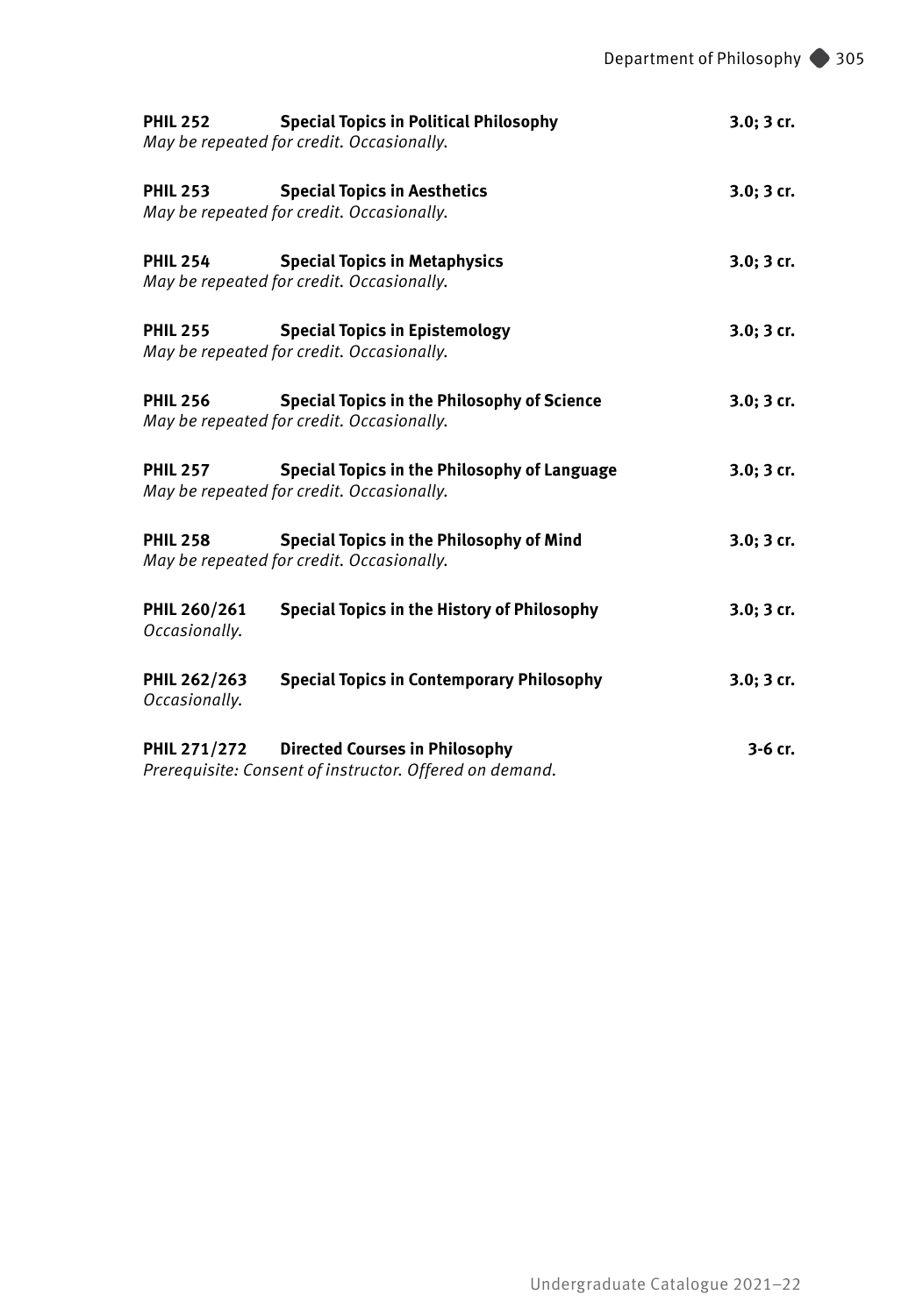**PHIL 252 Special Topics in Political Philosophy 3.0; 3 cr.**
*May be repeated for credit. Occasionally.*

**PHIL 253 Special Topics in Aesthetics 3.0; 3 cr.**
*May be repeated for credit. Occasionally.*

**PHIL 254 Special Topics in Metaphysics 3.0; 3 cr.**
*May be repeated for credit. Occasionally.*

**PHIL 255 Special Topics in Epistemology 3.0; 3 cr.**
*May be repeated for credit. Occasionally.*

**PHIL 256 Special Topics in the Philosophy of Science 3.0; 3 cr.**
*May be repeated for credit. Occasionally.*

**PHIL 257 Special Topics in the Philosophy of Language 3.0; 3 cr.**
*May be repeated for credit. Occasionally.*

**PHIL 258 Special Topics in the Philosophy of Mind 3.0; 3 cr.**
*May be repeated for credit. Occasionally.*

**PHIL 260/261 Special Topics in the History of Philosophy 3.0; 3 cr.**
*Occasionally.*

**PHIL 262/263 Special Topics in Contemporary Philosophy 3.0; 3 cr.**
*Occasionally.*

**PHIL 271/272 Directed Courses in Philosophy 3-6 cr.**
*Prerequisite: Consent of instructor. Offered on demand.*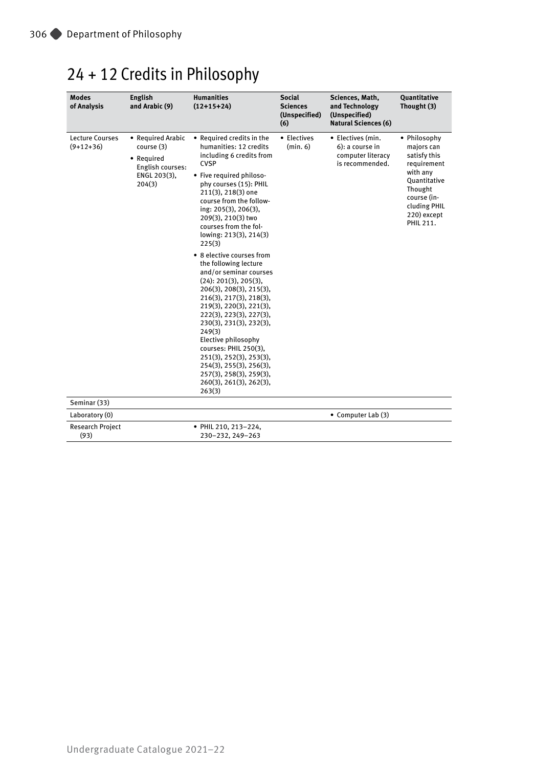# 24 + 12 Credits in Philosophy

| Modes of Analysis | English and Arabic (9) | Humanities (12+15+24) | Social Sciences (Unspecified) (6) | Sciences, Math, and Technology (Unspecified) Natural Sciences (6) | Quantitative Thought (3) |
|---|---|---|---|---|---|
| Lecture Courses (9+12+36) | • Required Arabic course (3)<br>• Required English courses: ENGL 203(3), 204(3) | • Required credits in the humanities: 12 credits including 6 credits from CVSP<br>• Five required philosophy courses (15): PHIL 211(3), 218(3) one course from the following: 205(3), 206(3), 209(3), 210(3) two courses from the following: 213(3), 214(3) 225(3)<br>• 8 elective courses from the following lecture and/or seminar courses (24): 201(3), 205(3), 206(3), 208(3), 215(3), 216(3), 217(3), 218(3), 219(3), 220(3), 221(3), 222(3), 223(3), 227(3), 230(3), 231(3), 232(3), 249(3)<br>Elective philosophy courses: PHIL 250(3), 251(3), 252(3), 253(3), 254(3), 255(3), 256(3), 257(3), 258(3), 259(3), 260(3), 261(3), 262(3), 263(3) | • Electives (min. 6) | • Electives (min. 6): a course in computer literacy is recommended. | • Philosophy majors can satisfy this requirement with any Quantitative Thought course (including PHIL 220) except PHIL 211. |
| Seminar (33) | | | | | |
| Laboratory (0) | | | | • Computer Lab (3) | |
| Research Project (93) | | • PHIL 210, 213–224, 230–232, 249–263 | | | |